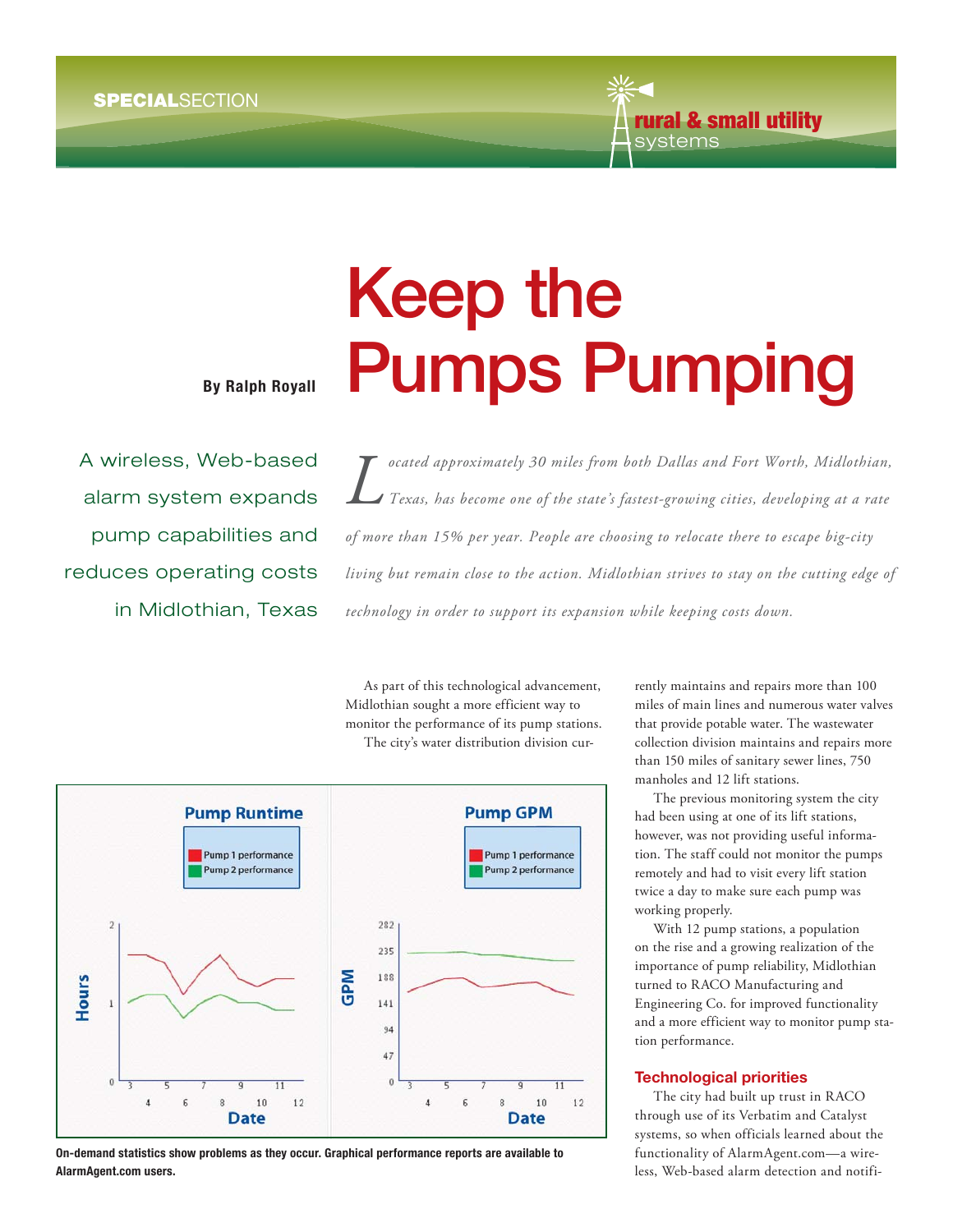SPECIALSECTION

rural & small utility systems

# Keep the Pumps Pumping

**By Ralph Royall**

A wireless, Web-based alarm system expands pump capabilities and reduces operating costs in Midlothian, Texas

*Located approximately 30 miles from both Dallas and Fort Worth, Midlothian, Texas, has become one of the state's fastest-growing cities, developing at a rate of more than 15% per year. People are choosing to relocate there to escape big-city living but remain close to the action. Midlothian strives to stay on the cutting edge of technology in order to support its expansion while keeping costs down.*

As part of this technological advancement, Midlothian sought a more efficient way to monitor the performance of its pump stations.

The city's water distribution division currently maintains and repairs more than 100 miles of main lines and numerous water valves that provide potable water. The wastewater collection division maintains and repairs more than 150 miles of sanitary sewer lines, 750 manholes and 12 lift stations.

The previous monitoring system the city had been using at one of its lift stations, however, was not providing useful information. The staff could not monitor the pumps remotely and had to visit every lift station twice a day to make sure each pump was working properly.

With 12 pump stations, a population on the rise and a growing realization of the importance of pump reliability, Midlothian turned to RACO Manufacturing and Engineering Co. for improved functionality and a more efficient way to monitor pump station performance.

**On-demand statistics show problems as they occur. Graphical performance reports are available to AlarmAgent.com users.**

## Technological priorities

The city had built up trust in RACO through use of its Verbatim and Catalyst systems, so when officials learned about the functionality of AlarmAgent.com—a wireless, Web-based alarm detection and notifi-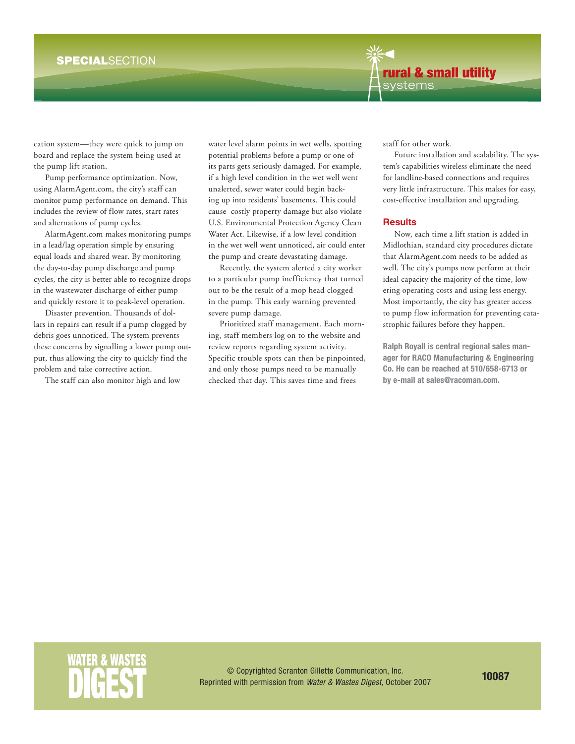cation system—they were quick to jump on board and replace the system being used at the pump lift station.

Pump performance optimization. Now, using AlarmAgent.com, the city's staff can monitor pump performance on demand. This includes the review of flow rates, start rates and alternations of pump cycles.

AlarmAgent.com makes monitoring pumps in a lead/lag operation simple by ensuring equal loads and shared wear. By monitoring the day-to-day pump discharge and pump cycles, the city is better able to recognize drops in the wastewater discharge of either pump and quickly restore it to peak-level operation.

Disaster prevention. Thousands of dollars in repairs can result if a pump clogged by debris goes unnoticed. The system prevents these concerns by signalling a lower pump output, thus allowing the city to quickly find the problem and take corrective action.

The staff can also monitor high and low water level alarm points in wet wells, spotting potential problems before a pump or one of its parts gets seriously damaged. For example, if a high level condition in the wet well went unalerted, sewer water could begin backing up into residents' basements. This could cause costly property damage but also violate U.S. Environmental Protection Agency Clean Water Act. Likewise, if a low level condition in the wet well went unnoticed, air could enter the pump and create devastating damage.

Recently, the system alerted a city worker to a particular pump inefficiency that turned out to be the result of a mop head clogged in the pump. This early warning prevented severe pump damage.

Prioritized staff management. Each morning, staff members log on to the website and review reports regarding system activity. Specific trouble spots can then be pinpointed, and only those pumps need to be manually checked that day. This saves time and frees staff for other work.

Future installation and scalability. The system's capabilities wireless eliminate the need for landline-based connections and requires very little infrastructure. This makes for easy, cost-effective installation and upgrading.

## Results

Now, each time a lift station is added in Midlothian, standard city procedures dictate that AlarmAgent.com needs to be added as well. The city's pumps now perform at their ideal capacity the majority of the time, lowering operating costs and using less energy. Most importantly, the city has greater access to pump flow information for preventing catastrophic failures before they happen.

**Ralph Royall is central regional sales manager for RACO Manufacturing & Engineering Co. He can be reached at 510/658-6713 or by e-mail at sales@racoman.com.**

© Copyrighted Scranton Gillette Communication, Inc.
Reprinted with permission from *Water & Wastes Digest,* October 2007

10087